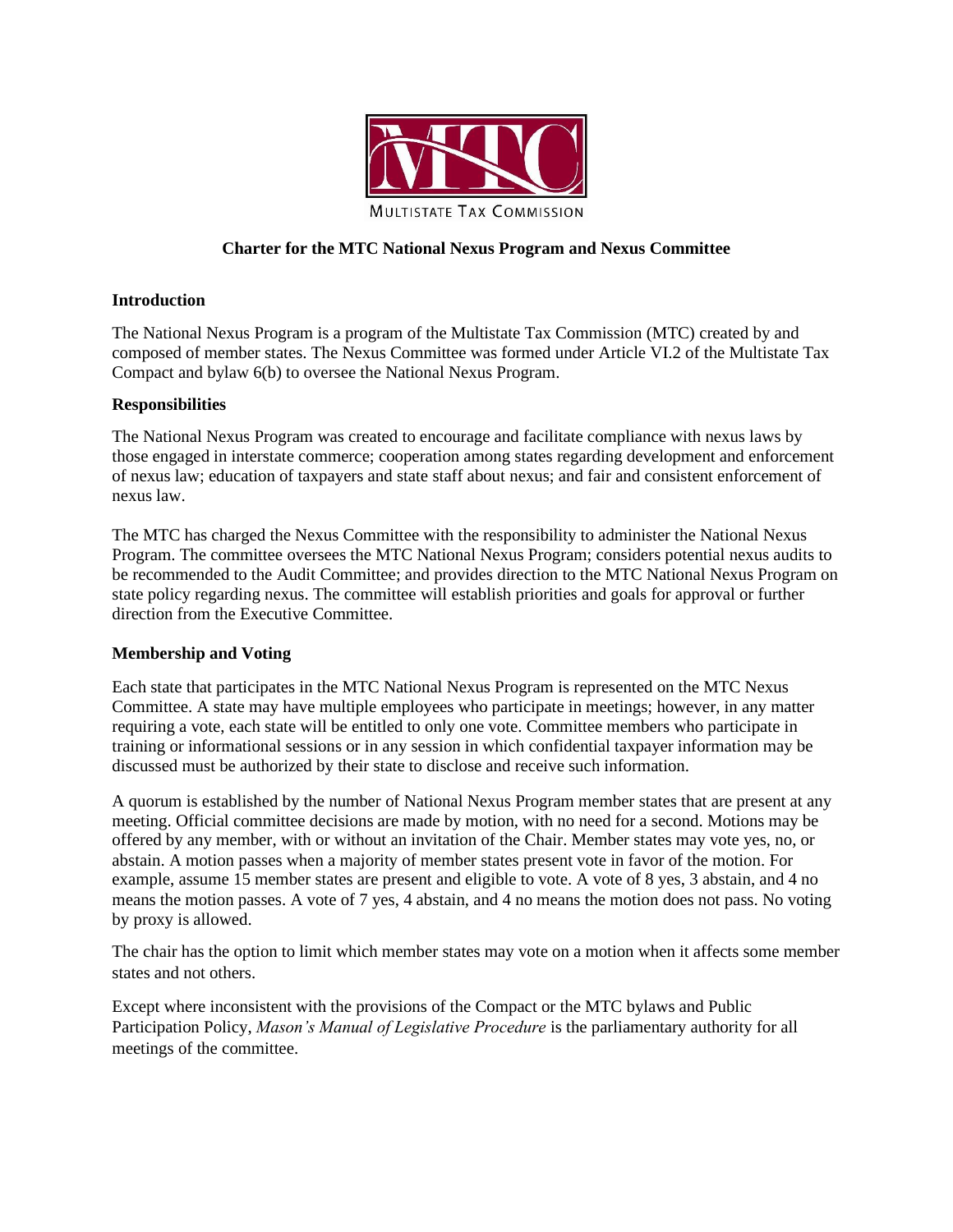MULTISTATE TAX COMMISSION

**Charter for the MTC National Nexus Program and Nexus Committee**

**Introduction**

The National Nexus Program is a program of the Multistate Tax Commission (MTC) created by and composed of member states. The Nexus Committee was formed under Article VI.2 of the Multistate Tax Compact and bylaw 6(b) to oversee the National Nexus Program.

**Responsibilities**

The National Nexus Program was created to encourage and facilitate compliance with nexus laws by those engaged in interstate commerce; cooperation among states regarding development and enforcement of nexus law; education of taxpayers and state staff about nexus; and fair and consistent enforcement of nexus law.

The MTC has charged the Nexus Committee with the responsibility to administer the National Nexus Program. The committee oversees the MTC National Nexus Program; considers potential nexus audits to be recommended to the Audit Committee; and provides direction to the MTC National Nexus Program on state policy regarding nexus. The committee will establish priorities and goals for approval or further direction from the Executive Committee.

**Membership and Voting**

Each state that participates in the MTC National Nexus Program is represented on the MTC Nexus Committee. A state may have multiple employees who participate in meetings; however, in any matter requiring a vote, each state will be entitled to only one vote. Committee members who participate in training or informational sessions or in any session in which confidential taxpayer information may be discussed must be authorized by their state to disclose and receive such information.

A quorum is established by the number of National Nexus Program member states that are present at any meeting. Official committee decisions are made by motion, with no need for a second. Motions may be offered by any member, with or without an invitation of the Chair. Member states may vote yes, no, or abstain. A motion passes when a majority of member states present vote in favor of the motion. For example, assume 15 member states are present and eligible to vote. A vote of 8 yes, 3 abstain, and 4 no means the motion passes. A vote of 7 yes, 4 abstain, and 4 no means the motion does not pass. No voting by proxy is allowed.

The chair has the option to limit which member states may vote on a motion when it affects some member states and not others.

Except where inconsistent with the provisions of the Compact or the MTC bylaws and Public Participation Policy, *Mason's Manual of Legislative Procedure* is the parliamentary authority for all meetings of the committee.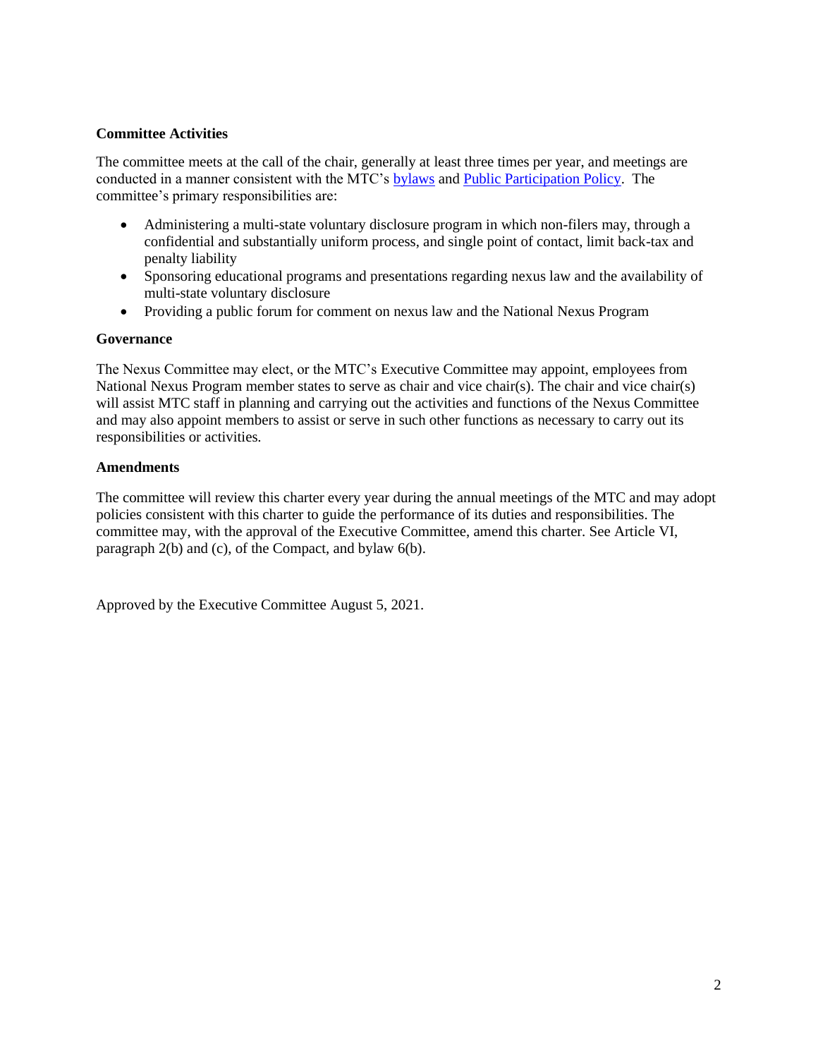**Committee Activities**

The committee meets at the call of the chair, generally at least three times per year, and meetings are conducted in a manner consistent with the MTC's [bylaws]() and [Public Participation Policy](). The committee's primary responsibilities are:

- Administering a multi-state voluntary disclosure program in which non-filers may, through a confidential and substantially uniform process, and single point of contact, limit back-tax and penalty liability
- Sponsoring educational programs and presentations regarding nexus law and the availability of multi-state voluntary disclosure
- Providing a public forum for comment on nexus law and the National Nexus Program

**Governance**

The Nexus Committee may elect, or the MTC's Executive Committee may appoint, employees from National Nexus Program member states to serve as chair and vice chair(s). The chair and vice chair(s) will assist MTC staff in planning and carrying out the activities and functions of the Nexus Committee and may also appoint members to assist or serve in such other functions as necessary to carry out its responsibilities or activities.

**Amendments**

The committee will review this charter every year during the annual meetings of the MTC and may adopt policies consistent with this charter to guide the performance of its duties and responsibilities. The committee may, with the approval of the Executive Committee, amend this charter. See Article VI, paragraph 2(b) and (c), of the Compact, and bylaw 6(b).

Approved by the Executive Committee August 5, 2021.